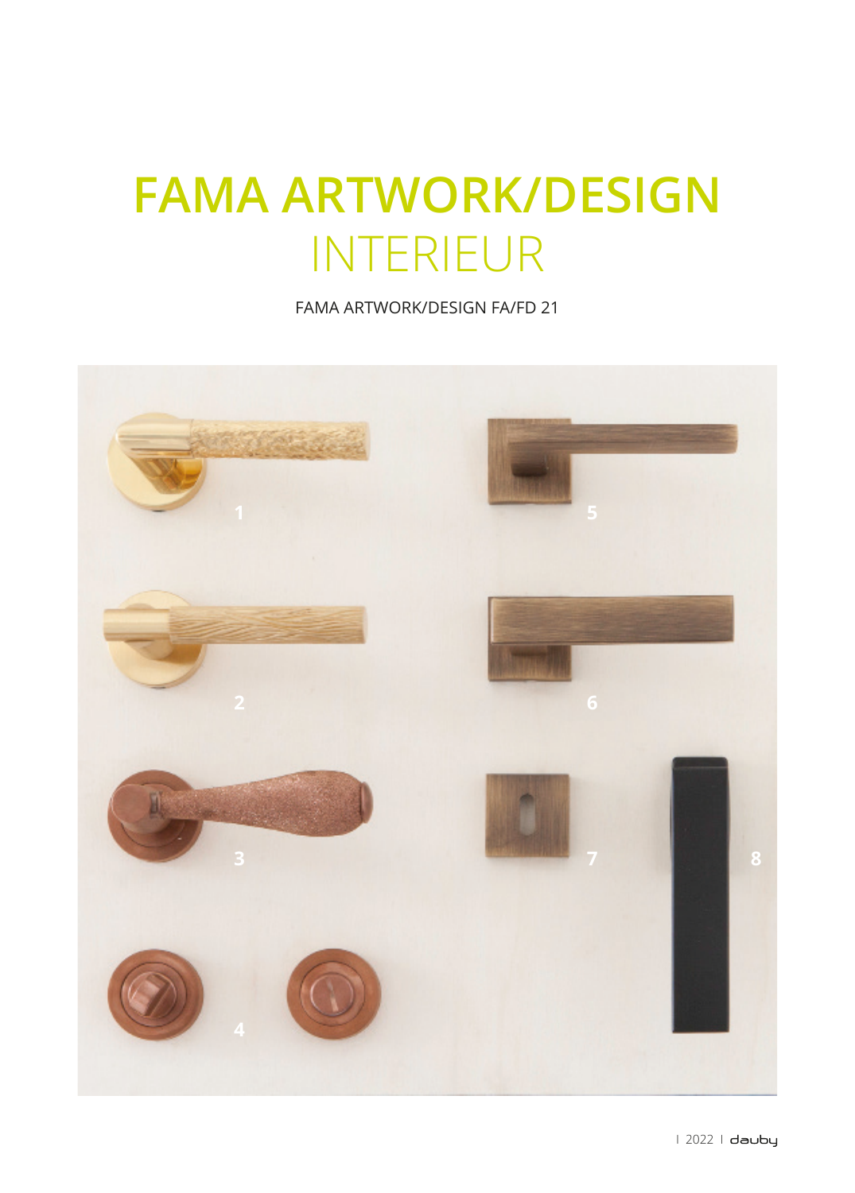# FAMA ARTWORK/DESIGN
## INTERIEUR

FAMA ARTWORK/DESIGN FA/FD 21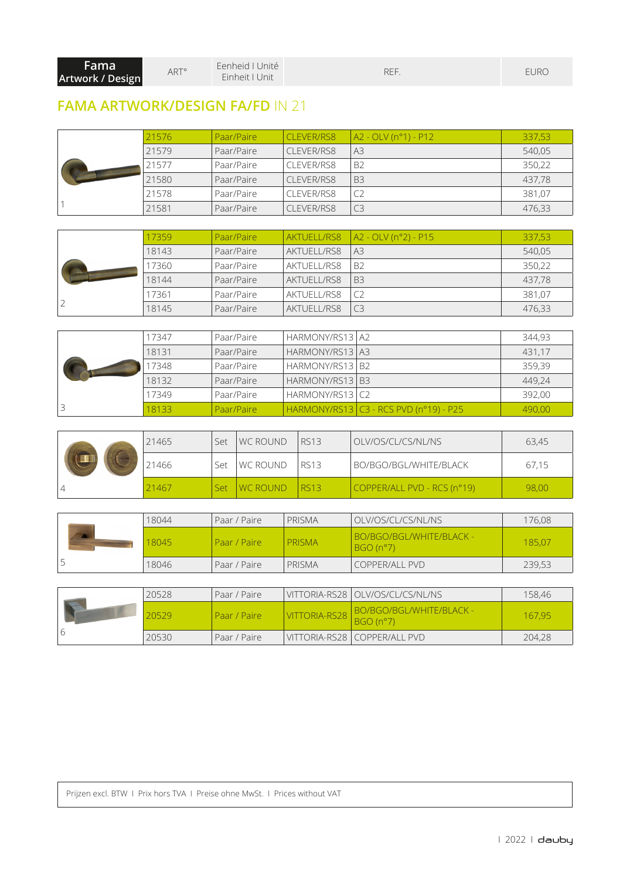| Fama Artwork / Design | ART° | Eenheid I Unité Einheit I Unit | REF. | EURO |
|---|---|---|---|---|

## FAMA ARTWORK/DESIGN FA/FD IN 21

| | ART° | Eenheid | | REF. | EURO |
|---|---|---|---|---|---|
| 1 | 21576 | Paar/Paire | CLEVER/RS8 | A2 - OLV (n°1) - P12 | 337,53 |
| | 21579 | Paar/Paire | CLEVER/RS8 | A3 | 540,05 |
| | 21577 | Paar/Paire | CLEVER/RS8 | B2 | 350,22 |
| | 21580 | Paar/Paire | CLEVER/RS8 | B3 | 437,78 |
| | 21578 | Paar/Paire | CLEVER/RS8 | C2 | 381,07 |
| | 21581 | Paar/Paire | CLEVER/RS8 | C3 | 476,33 |
| 2 | 17359 | Paar/Paire | AKTUELL/RS8 | A2 - OLV (n°2) - P15 | 337,53 |
| | 18143 | Paar/Paire | AKTUELL/RS8 | A3 | 540,05 |
| | 17360 | Paar/Paire | AKTUELL/RS8 | B2 | 350,22 |
| | 18144 | Paar/Paire | AKTUELL/RS8 | B3 | 437,78 |
| | 17361 | Paar/Paire | AKTUELL/RS8 | C2 | 381,07 |
| | 18145 | Paar/Paire | AKTUELL/RS8 | C3 | 476,33 |
| 3 | 17347 | Paar/Paire | HARMONY/RS13 | A2 | 344,93 |
| | 18131 | Paar/Paire | HARMONY/RS13 | A3 | 431,17 |
| | 17348 | Paar/Paire | HARMONY/RS13 | B2 | 359,39 |
| | 18132 | Paar/Paire | HARMONY/RS13 | B3 | 449,24 |
| | 17349 | Paar/Paire | HARMONY/RS13 | C2 | 392,00 |
| | 18133 | Paar/Paire | HARMONY/RS13 | C3 - RCS PVD (n°19) - P25 | 490,00 |

| | ART° | Eenheid | | | REF. | EURO |
|---|---|---|---|---|---|---|
| 4 | 21465 | Set | WC ROUND | RS13 | OLV/OS/CL/CS/NL/NS | 63,45 |
| | 21466 | Set | WC ROUND | RS13 | BO/BGO/BGL/WHITE/BLACK | 67,15 |
| | 21467 | Set | WC ROUND | RS13 | COPPER/ALL PVD - RCS (n°19) | 98,00 |

| | ART° | Eenheid | | REF. | EURO |
|---|---|---|---|---|---|
| 5 | 18044 | Paar / Paire | PRISMA | OLV/OS/CL/CS/NL/NS | 176,08 |
| | 18045 | Paar / Paire | PRISMA | BO/BGO/BGL/WHITE/BLACK - BGO (n°7) | 185,07 |
| | 18046 | Paar / Paire | PRISMA | COPPER/ALL PVD | 239,53 |
| 6 | 20528 | Paar / Paire | VITTORIA-RS28 | OLV/OS/CL/CS/NL/NS | 158,46 |
| | 20529 | Paar / Paire | VITTORIA-RS28 | BO/BGO/BGL/WHITE/BLACK - BGO (n°7) | 167,95 |
| | 20530 | Paar / Paire | VITTORIA-RS28 | COPPER/ALL PVD | 204,28 |

Prijzen excl. BTW I Prix hors TVA I Preise ohne MwSt. I Prices without VAT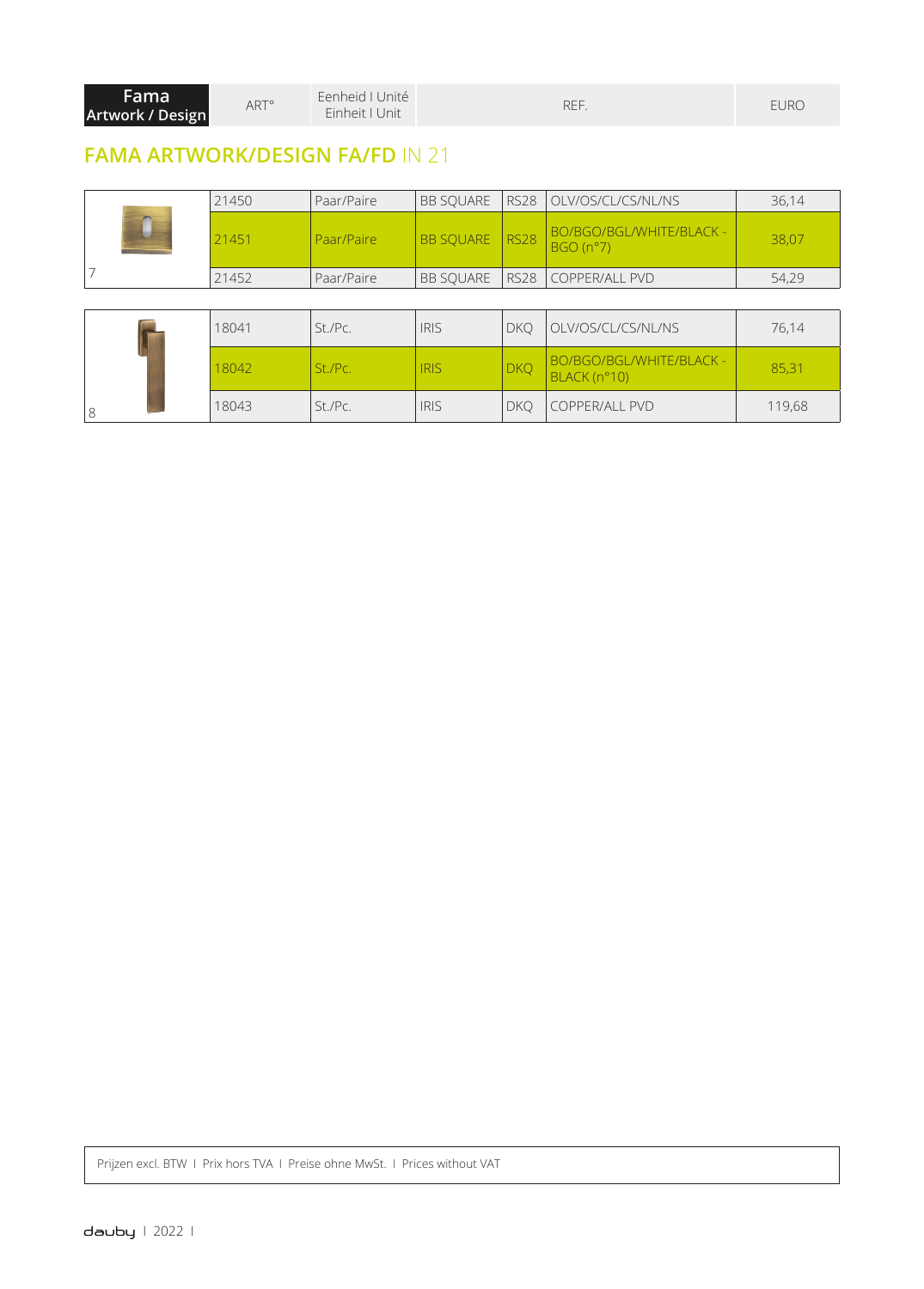| Fama Artwork / Design | ART° | Eenheid I Unité Einheit I Unit | REF. | | EURO |
|---|---|---|---|---|---|

## FAMA ARTWORK/DESIGN FA/FD IN 21

| | | | | | | |
|---|---|---|---|---|---|---|
| 7 | 21450 | Paar/Paire | BB SQUARE | RS28 | OLV/OS/CL/CS/NL/NS | 36,14 |
| | 21451 | Paar/Paire | BB SQUARE | RS28 | BO/BGO/BGL/WHITE/BLACK - BGO (n°7) | 38,07 |
| | 21452 | Paar/Paire | BB SQUARE | RS28 | COPPER/ALL PVD | 54,29 |

| | | | | | | |
|---|---|---|---|---|---|---|
| 8 | 18041 | St./Pc. | IRIS | DKQ | OLV/OS/CL/CS/NL/NS | 76,14 |
| | 18042 | St./Pc. | IRIS | DKQ | BO/BGO/BGL/WHITE/BLACK - BLACK (n°10) | 85,31 |
| | 18043 | St./Pc. | IRIS | DKQ | COPPER/ALL PVD | 119,68 |

Prijzen excl. BTW I Prix hors TVA I Preise ohne MwSt. I Prices without VAT